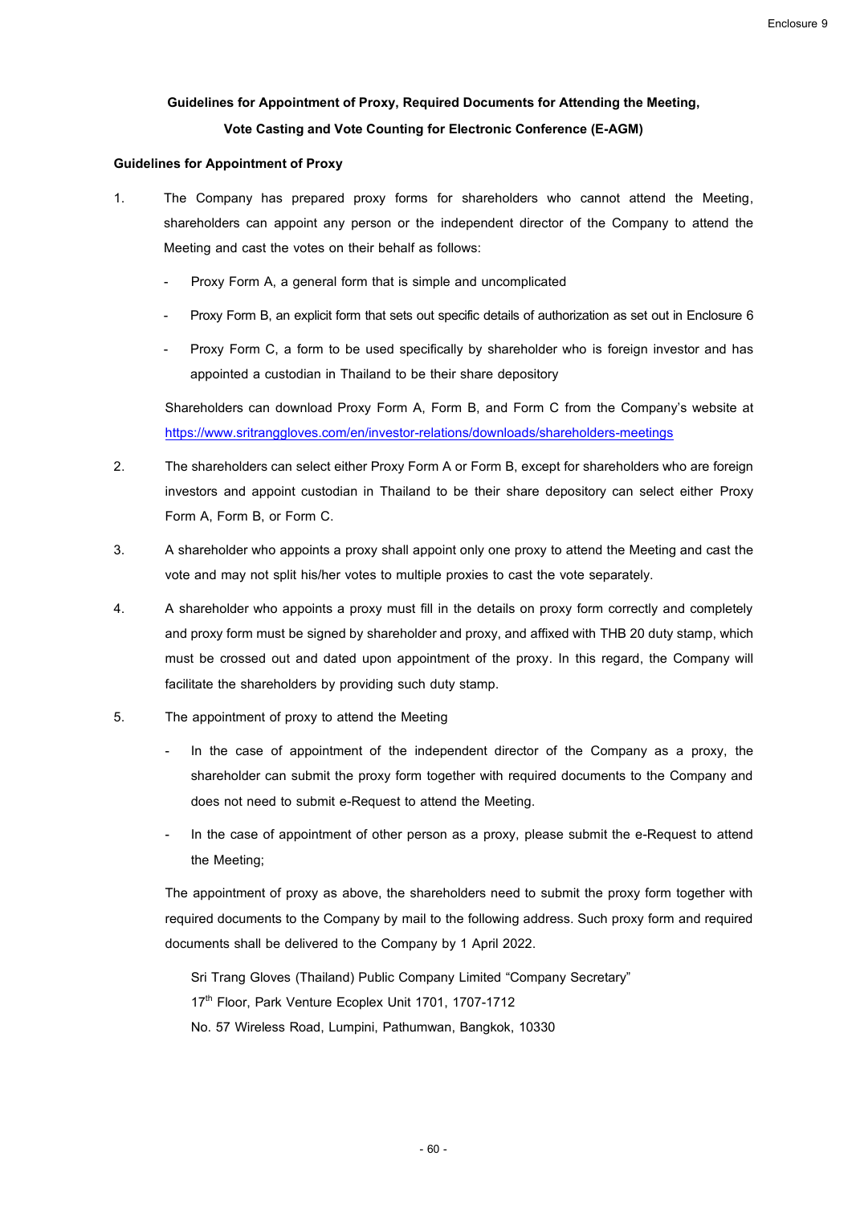Enclosure 9

## Guidelines for Appointment of Proxy, Required Documents for Attending the Meeting, Vote Casting and Vote Counting for Electronic Conference (E-AGM)

### Guidelines for Appointment of Proxy

1. The Company has prepared proxy forms for shareholders who cannot attend the Meeting, shareholders can appoint any person or the independent director of the Company to attend the Meeting and cast the votes on their behalf as follows:

   - Proxy Form A, a general form that is simple and uncomplicated
   - Proxy Form B, an explicit form that sets out specific details of authorization as set out in Enclosure 6
   - Proxy Form C, a form to be used specifically by shareholder who is foreign investor and has appointed a custodian in Thailand to be their share depository

   Shareholders can download Proxy Form A, Form B, and Form C from the Company's website at https://www.sritranggloves.com/en/investor-relations/downloads/shareholders-meetings

2. The shareholders can select either Proxy Form A or Form B, except for shareholders who are foreign investors and appoint custodian in Thailand to be their share depository can select either Proxy Form A, Form B, or Form C.

3. A shareholder who appoints a proxy shall appoint only one proxy to attend the Meeting and cast the vote and may not split his/her votes to multiple proxies to cast the vote separately.

4. A shareholder who appoints a proxy must fill in the details on proxy form correctly and completely and proxy form must be signed by shareholder and proxy, and affixed with THB 20 duty stamp, which must be crossed out and dated upon appointment of the proxy. In this regard, the Company will facilitate the shareholders by providing such duty stamp.

5. The appointment of proxy to attend the Meeting

   - In the case of appointment of the independent director of the Company as a proxy, the shareholder can submit the proxy form together with required documents to the Company and does not need to submit e-Request to attend the Meeting.
   - In the case of appointment of other person as a proxy, please submit the e-Request to attend the Meeting;

   The appointment of proxy as above, the shareholders need to submit the proxy form together with required documents to the Company by mail to the following address. Such proxy form and required documents shall be delivered to the Company by 1 April 2022.

   Sri Trang Gloves (Thailand) Public Company Limited "Company Secretary"
   17th Floor, Park Venture Ecoplex Unit 1701, 1707-1712
   No. 57 Wireless Road, Lumpini, Pathumwan, Bangkok, 10330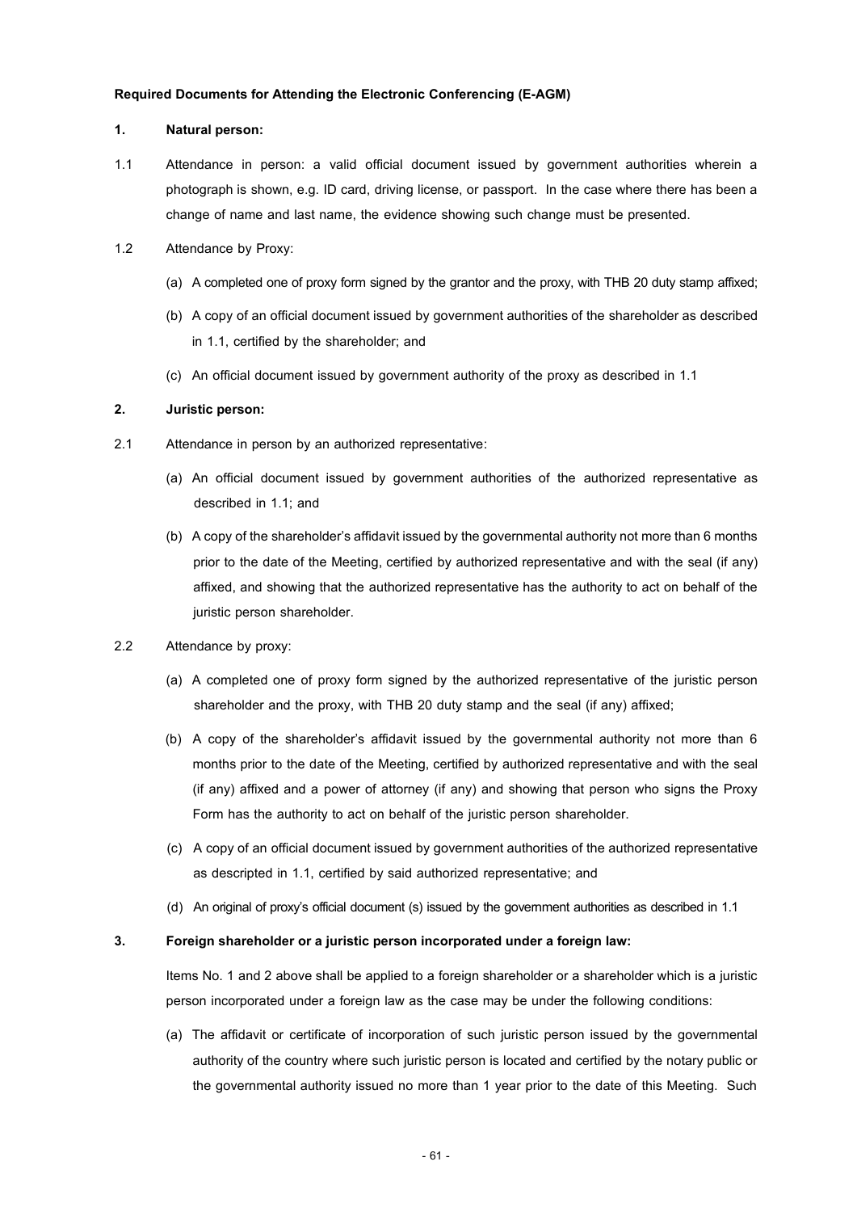**Required Documents for Attending the Electronic Conferencing (E-AGM)**

**1. Natural person:**

1.1 Attendance in person: a valid official document issued by government authorities wherein a photograph is shown, e.g. ID card, driving license, or passport. In the case where there has been a change of name and last name, the evidence showing such change must be presented.

1.2 Attendance by Proxy:

(a) A completed one of proxy form signed by the grantor and the proxy, with THB 20 duty stamp affixed;

(b) A copy of an official document issued by government authorities of the shareholder as described in 1.1, certified by the shareholder; and

(c) An official document issued by government authority of the proxy as described in 1.1

**2. Juristic person:**

2.1 Attendance in person by an authorized representative:

(a) An official document issued by government authorities of the authorized representative as described in 1.1; and

(b) A copy of the shareholder's affidavit issued by the governmental authority not more than 6 months prior to the date of the Meeting, certified by authorized representative and with the seal (if any) affixed, and showing that the authorized representative has the authority to act on behalf of the juristic person shareholder.

2.2 Attendance by proxy:

(a) A completed one of proxy form signed by the authorized representative of the juristic person shareholder and the proxy, with THB 20 duty stamp and the seal (if any) affixed;

(b) A copy of the shareholder's affidavit issued by the governmental authority not more than 6 months prior to the date of the Meeting, certified by authorized representative and with the seal (if any) affixed and a power of attorney (if any) and showing that person who signs the Proxy Form has the authority to act on behalf of the juristic person shareholder.

(c) A copy of an official document issued by government authorities of the authorized representative as descripted in 1.1, certified by said authorized representative; and

(d) An original of proxy's official document (s) issued by the government authorities as described in 1.1

**3. Foreign shareholder or a juristic person incorporated under a foreign law:**

Items No. 1 and 2 above shall be applied to a foreign shareholder or a shareholder which is a juristic person incorporated under a foreign law as the case may be under the following conditions:

(a) The affidavit or certificate of incorporation of such juristic person issued by the governmental authority of the country where such juristic person is located and certified by the notary public or the governmental authority issued no more than 1 year prior to the date of this Meeting. Such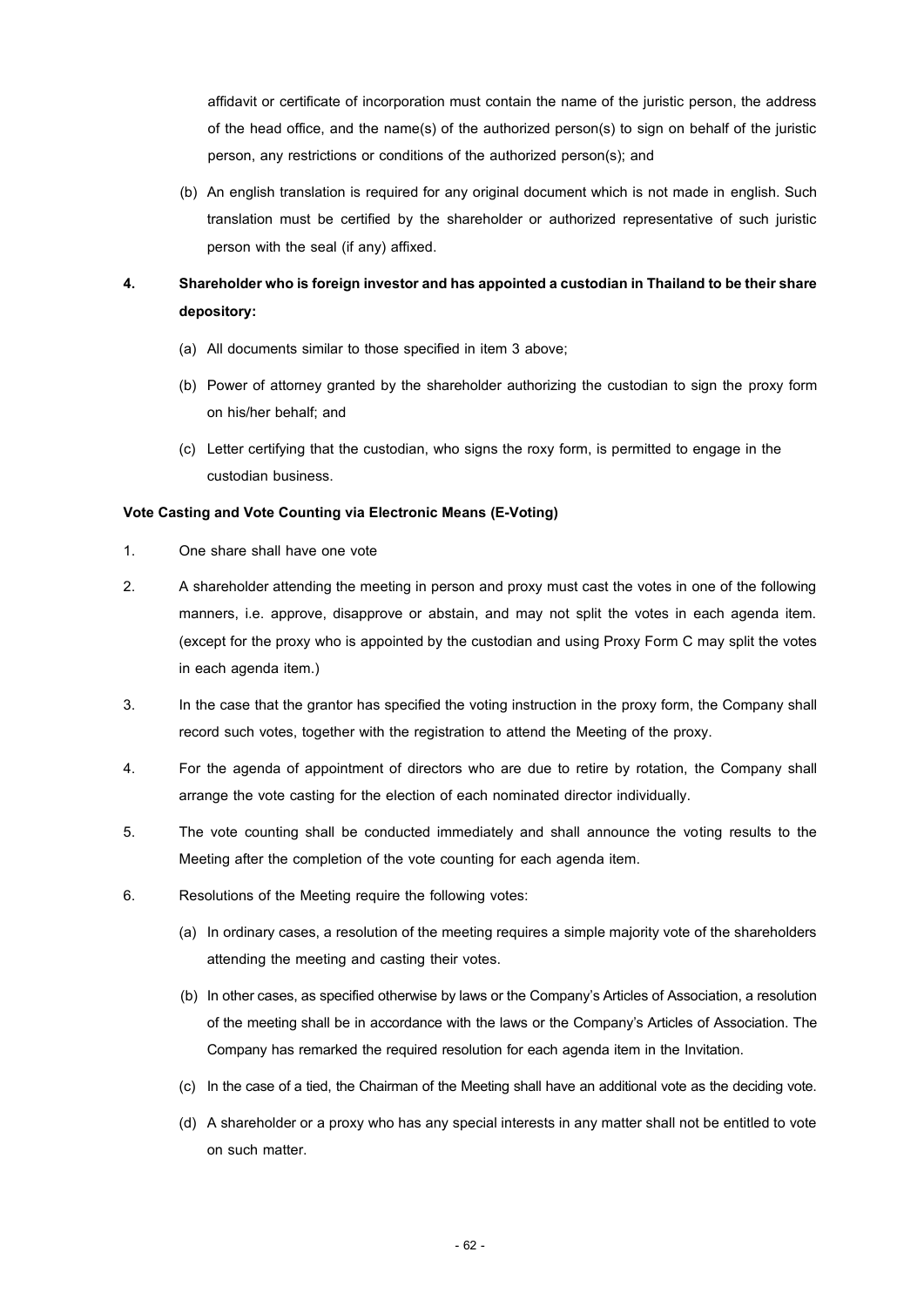affidavit or certificate of incorporation must contain the name of the juristic person, the address of the head office, and the name(s) of the authorized person(s) to sign on behalf of the juristic person, any restrictions or conditions of the authorized person(s); and

(b) An english translation is required for any original document which is not made in english. Such translation must be certified by the shareholder or authorized representative of such juristic person with the seal (if any) affixed.

**4. Shareholder who is foreign investor and has appointed a custodian in Thailand to be their share depository:**

(a) All documents similar to those specified in item 3 above;

(b) Power of attorney granted by the shareholder authorizing the custodian to sign the proxy form on his/her behalf; and

(c) Letter certifying that the custodian, who signs the roxy form, is permitted to engage in the custodian business.

**Vote Casting and Vote Counting via Electronic Means (E-Voting)**

1. One share shall have one vote

2. A shareholder attending the meeting in person and proxy must cast the votes in one of the following manners, i.e. approve, disapprove or abstain, and may not split the votes in each agenda item. (except for the proxy who is appointed by the custodian and using Proxy Form C may split the votes in each agenda item.)

3. In the case that the grantor has specified the voting instruction in the proxy form, the Company shall record such votes, together with the registration to attend the Meeting of the proxy.

4. For the agenda of appointment of directors who are due to retire by rotation, the Company shall arrange the vote casting for the election of each nominated director individually.

5. The vote counting shall be conducted immediately and shall announce the voting results to the Meeting after the completion of the vote counting for each agenda item.

6. Resolutions of the Meeting require the following votes:

   (a) In ordinary cases, a resolution of the meeting requires a simple majority vote of the shareholders attending the meeting and casting their votes.

   (b) In other cases, as specified otherwise by laws or the Company's Articles of Association, a resolution of the meeting shall be in accordance with the laws or the Company's Articles of Association. The Company has remarked the required resolution for each agenda item in the Invitation.

   (c) In the case of a tied, the Chairman of the Meeting shall have an additional vote as the deciding vote.

   (d) A shareholder or a proxy who has any special interests in any matter shall not be entitled to vote on such matter.